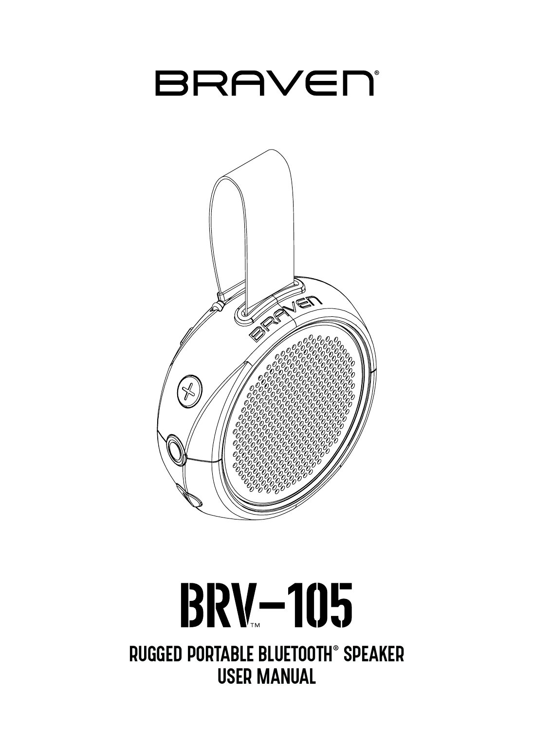# BRAVEN®

# BRV-105™

## RUGGED PORTABLE BLUETOOTH® SPEAKER
## USER MANUAL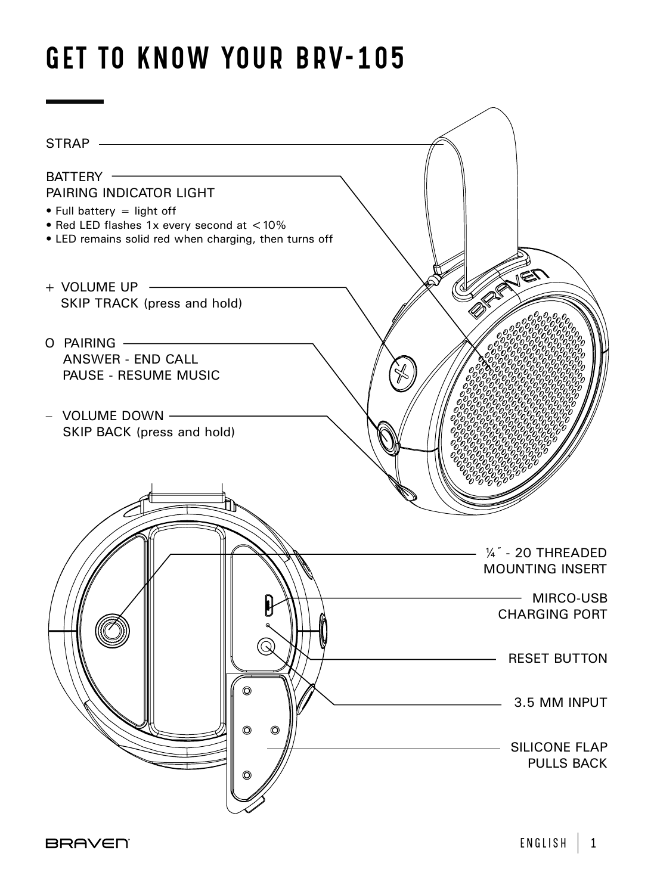# GET TO KNOW YOUR BRV-105

STRAP

BATTERY
PAIRING INDICATOR LIGHT

- Full battery = light off
- Red LED flashes 1x every second at < 10%
- LED remains solid red when charging, then turns off

+ VOLUME UP
  SKIP TRACK (press and hold)

O PAIRING
  ANSWER - END CALL
  PAUSE - RESUME MUSIC

– VOLUME DOWN
  SKIP BACK (press and hold)

¼˝ - 20 THREADED MOUNTING INSERT

MIRCO-USB CHARGING PORT

RESET BUTTON

3.5 MM INPUT

SILICONE FLAP PULLS BACK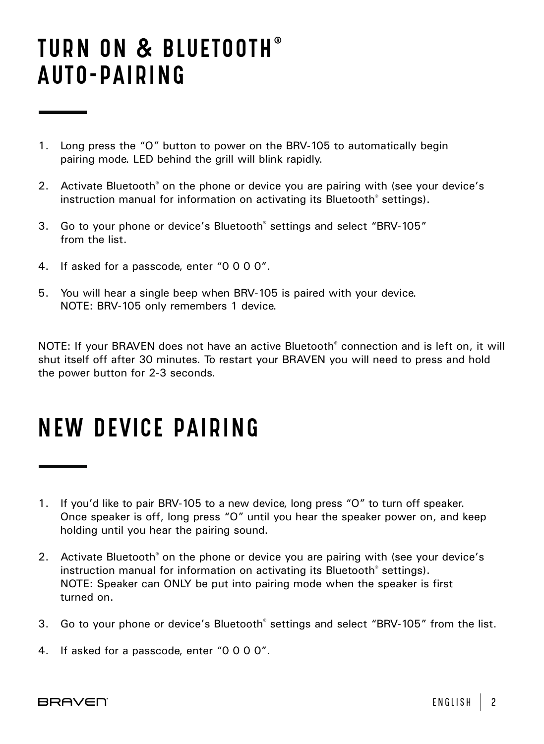# TURN ON & BLUETOOTH® AUTO-PAIRING

1. Long press the "O" button to power on the BRV-105 to automatically begin pairing mode. LED behind the grill will blink rapidly.

2. Activate Bluetooth® on the phone or device you are pairing with (see your device's instruction manual for information on activating its Bluetooth® settings).

3. Go to your phone or device's Bluetooth® settings and select "BRV-105" from the list.

4. If asked for a passcode, enter "0 0 0 0".

5. You will hear a single beep when BRV-105 is paired with your device.
   NOTE: BRV-105 only remembers 1 device.

NOTE: If your BRAVEN does not have an active Bluetooth® connection and is left on, it will shut itself off after 30 minutes. To restart your BRAVEN you will need to press and hold the power button for 2-3 seconds.

# NEW DEVICE PAIRING

1. If you'd like to pair BRV-105 to a new device, long press "O" to turn off speaker. Once speaker is off, long press "O" until you hear the speaker power on, and keep holding until you hear the pairing sound.

2. Activate Bluetooth® on the phone or device you are pairing with (see your device's instruction manual for information on activating its Bluetooth® settings).
   NOTE: Speaker can ONLY be put into pairing mode when the speaker is first turned on.

3. Go to your phone or device's Bluetooth® settings and select "BRV-105" from the list.

4. If asked for a passcode, enter "0 0 0 0".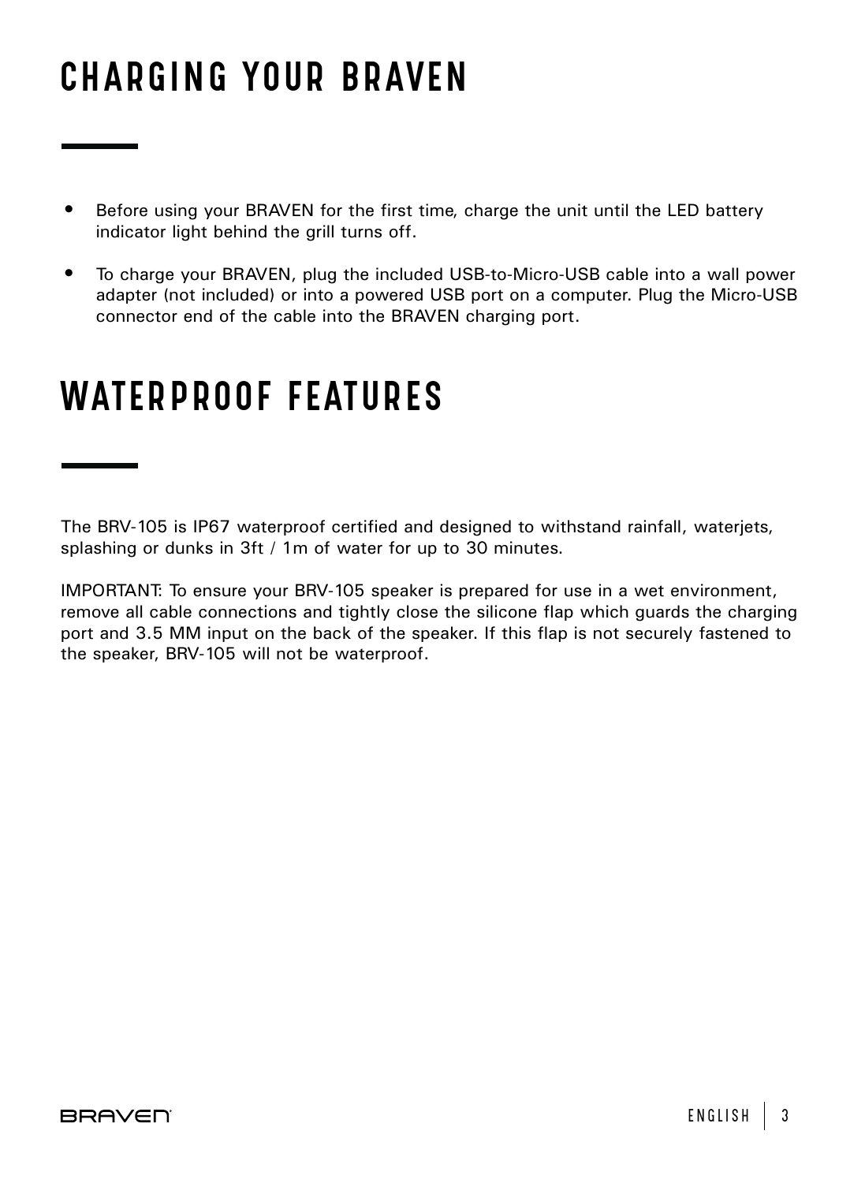# CHARGING YOUR BRAVEN

- Before using your BRAVEN for the first time, charge the unit until the LED battery indicator light behind the grill turns off.
- To charge your BRAVEN, plug the included USB-to-Micro-USB cable into a wall power adapter (not included) or into a powered USB port on a computer. Plug the Micro-USB connector end of the cable into the BRAVEN charging port.

# WATERPROOF FEATURES

The BRV-105 is IP67 waterproof certified and designed to withstand rainfall, waterjets, splashing or dunks in 3ft / 1m of water for up to 30 minutes.

IMPORTANT: To ensure your BRV-105 speaker is prepared for use in a wet environment, remove all cable connections and tightly close the silicone flap which guards the charging port and 3.5 MM input on the back of the speaker. If this flap is not securely fastened to the speaker, BRV-105 will not be waterproof.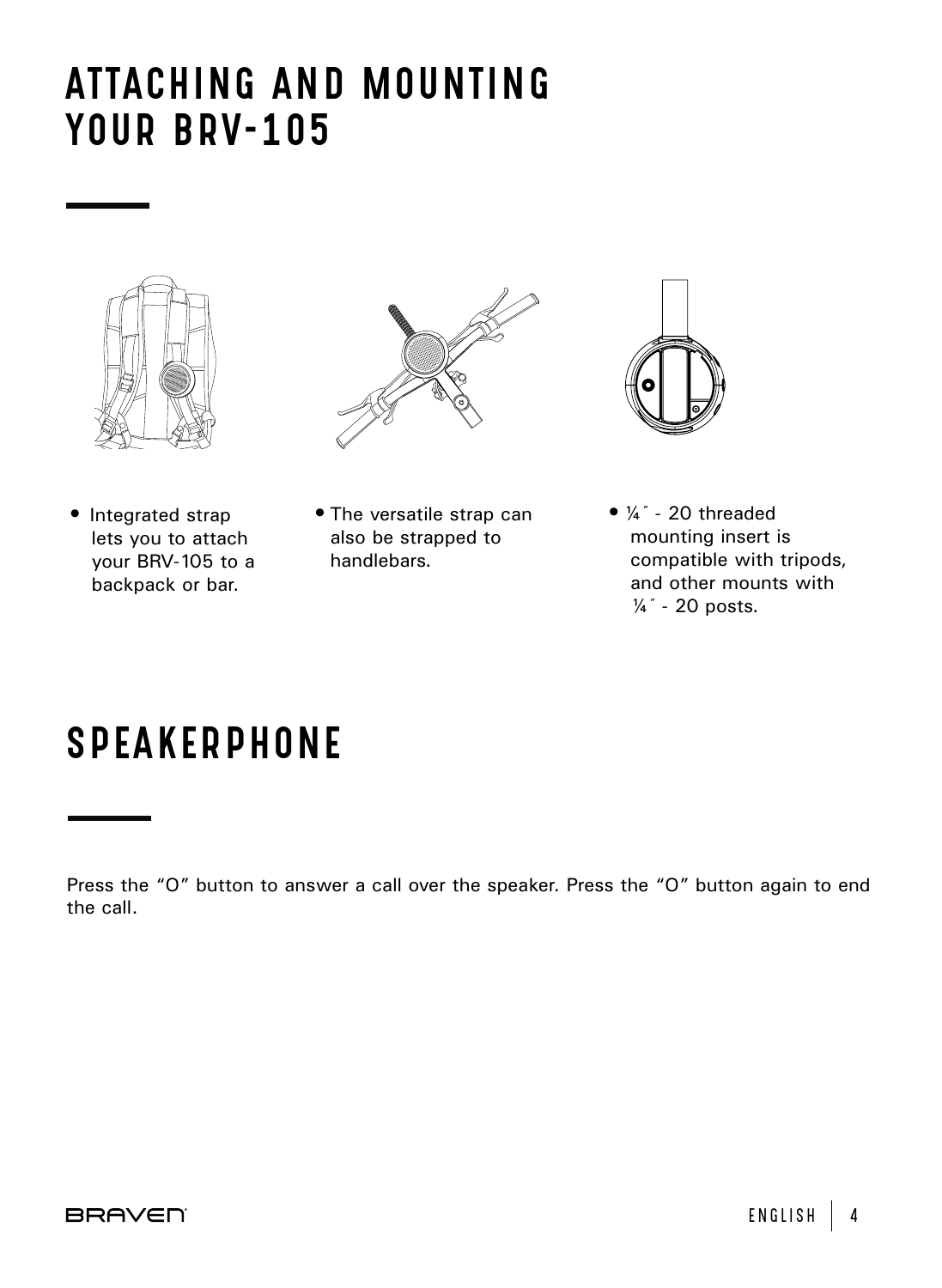# ATTACHING AND MOUNTING YOUR BRV-105

- Integrated strap lets you to attach your BRV-105 to a backpack or bar.
- The versatile strap can also be strapped to handlebars.
- ¼˝ - 20 threaded mounting insert is compatible with tripods, and other mounts with ¼˝ - 20 posts.

# SPEAKERPHONE

Press the “O” button to answer a call over the speaker. Press the “O” button again to end the call.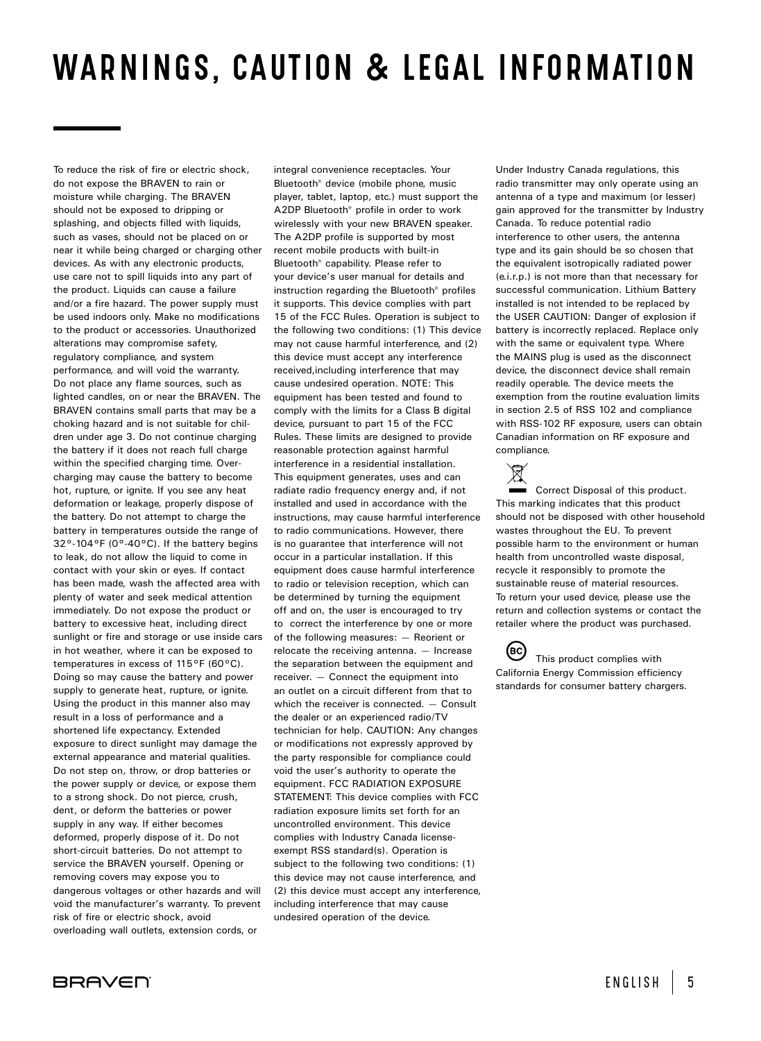# WARNINGS, CAUTION & LEGAL INFORMATION

To reduce the risk of fire or electric shock, do not expose the BRAVEN to rain or moisture while charging. The BRAVEN should not be exposed to dripping or splashing, and objects filled with liquids, such as vases, should not be placed on or near it while being charged or charging other devices. As with any electronic products, use care not to spill liquids into any part of the product. Liquids can cause a failure and/or a fire hazard. The power supply must be used indoors only. Make no modifications to the product or accessories. Unauthorized alterations may compromise safety, regulatory compliance, and system performance, and will void the warranty. Do not place any flame sources, such as lighted candles, on or near the BRAVEN. The BRAVEN contains small parts that may be a choking hazard and is not suitable for children under age 3. Do not continue charging the battery if it does not reach full charge within the specified charging time. Overcharging may cause the battery to become hot, rupture, or ignite. If you see any heat deformation or leakage, properly dispose of the battery. Do not attempt to charge the battery in temperatures outside the range of 32°-104°F (0°-40°C). If the battery begins to leak, do not allow the liquid to come in contact with your skin or eyes. If contact has been made, wash the affected area with plenty of water and seek medical attention immediately. Do not expose the product or battery to excessive heat, including direct sunlight or fire and storage or use inside cars in hot weather, where it can be exposed to temperatures in excess of 115°F (60°C). Doing so may cause the battery and power supply to generate heat, rupture, or ignite. Using the product in this manner also may result in a loss of performance and a shortened life expectancy. Extended exposure to direct sunlight may damage the external appearance and material qualities. Do not step on, throw, or drop batteries or the power supply or device, or expose them to a strong shock. Do not pierce, crush, dent, or deform the batteries or power supply in any way. If either becomes deformed, properly dispose of it. Do not short-circuit batteries. Do not attempt to service the BRAVEN yourself. Opening or removing covers may expose you to dangerous voltages or other hazards and will void the manufacturer's warranty. To prevent risk of fire or electric shock, avoid overloading wall outlets, extension cords, or integral convenience receptacles. Your Bluetooth® device (mobile phone, music player, tablet, laptop, etc.) must support the A2DP Bluetooth® profile in order to work wirelessly with your new BRAVEN speaker. The A2DP profile is supported by most recent mobile products with built-in Bluetooth® capability. Please refer to your device's user manual for details and instruction regarding the Bluetooth® profiles it supports. This device complies with part 15 of the FCC Rules. Operation is subject to the following two conditions: (1) This device may not cause harmful interference, and (2) this device must accept any interference received,including interference that may cause undesired operation. NOTE: This equipment has been tested and found to comply with the limits for a Class B digital device, pursuant to part 15 of the FCC Rules. These limits are designed to provide reasonable protection against harmful interference in a residential installation. This equipment generates, uses and can radiate radio frequency energy and, if not installed and used in accordance with the instructions, may cause harmful interference to radio communications. However, there is no guarantee that interference will not occur in a particular installation. If this equipment does cause harmful interference to radio or television reception, which can be determined by turning the equipment off and on, the user is encouraged to try to correct the interference by one or more of the following measures: — Reorient or relocate the receiving antenna. — Increase the separation between the equipment and receiver. — Connect the equipment into an outlet on a circuit different from that to which the receiver is connected. — Consult the dealer or an experienced radio/TV technician for help. CAUTION: Any changes or modifications not expressly approved by the party responsible for compliance could void the user's authority to operate the equipment. FCC RADIATION EXPOSURE STATEMENT: This device complies with FCC radiation exposure limits set forth for an uncontrolled environment. This device complies with Industry Canada license-exempt RSS standard(s). Operation is subject to the following two conditions: (1) this device may not cause interference, and (2) this device must accept any interference, including interference that may cause undesired operation of the device.

Under Industry Canada regulations, this radio transmitter may only operate using an antenna of a type and maximum (or lesser) gain approved for the transmitter by Industry Canada. To reduce potential radio interference to other users, the antenna type and its gain should be so chosen that the equivalent isotropically radiated power (e.i.r.p.) is not more than that necessary for successful communication. Lithium Battery installed is not intended to be replaced by the USER CAUTION: Danger of explosion if battery is incorrectly replaced. Replace only with the same or equivalent type. Where the MAINS plug is used as the disconnect device, the disconnect device shall remain readily operable. The device meets the exemption from the routine evaluation limits in section 2.5 of RSS 102 and compliance with RSS-102 RF exposure, users can obtain Canadian information on RF exposure and compliance.

Correct Disposal of this product. This marking indicates that this product should not be disposed with other household wastes throughout the EU. To prevent possible harm to the environment or human health from uncontrolled waste disposal, recycle it responsibly to promote the sustainable reuse of material resources. To return your used device, please use the return and collection systems or contact the retailer where the product was purchased.

This product complies with California Energy Commission efficiency standards for consumer battery chargers.